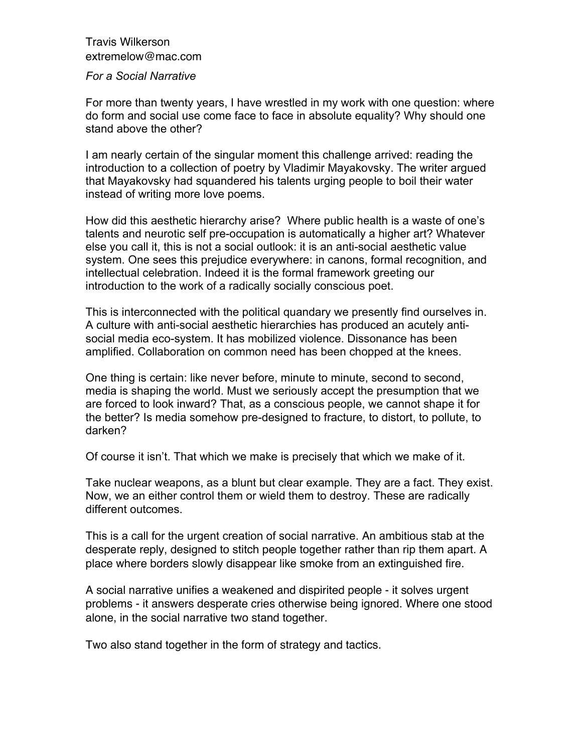Travis Wilkerson
extremelow@mac.com

*For a Social Narrative*

For more than twenty years, I have wrestled in my work with one question: where do form and social use come face to face in absolute equality? Why should one stand above the other?

I am nearly certain of the singular moment this challenge arrived: reading the introduction to a collection of poetry by Vladimir Mayakovsky. The writer argued that Mayakovsky had squandered his talents urging people to boil their water instead of writing more love poems.

How did this aesthetic hierarchy arise? Where public health is a waste of one's talents and neurotic self pre-occupation is automatically a higher art? Whatever else you call it, this is not a social outlook: it is an anti-social aesthetic value system. One sees this prejudice everywhere: in canons, formal recognition, and intellectual celebration. Indeed it is the formal framework greeting our introduction to the work of a radically socially conscious poet.

This is interconnected with the political quandary we presently find ourselves in. A culture with anti-social aesthetic hierarchies has produced an acutely anti-social media eco-system. It has mobilized violence. Dissonance has been amplified. Collaboration on common need has been chopped at the knees.

One thing is certain: like never before, minute to minute, second to second, media is shaping the world. Must we seriously accept the presumption that we are forced to look inward? That, as a conscious people, we cannot shape it for the better? Is media somehow pre-designed to fracture, to distort, to pollute, to darken?

Of course it isn't. That which we make is precisely that which we make of it.

Take nuclear weapons, as a blunt but clear example. They are a fact. They exist. Now, we an either control them or wield them to destroy. These are radically different outcomes.

This is a call for the urgent creation of social narrative. An ambitious stab at the desperate reply, designed to stitch people together rather than rip them apart. A place where borders slowly disappear like smoke from an extinguished fire.

A social narrative unifies a weakened and dispirited people - it solves urgent problems - it answers desperate cries otherwise being ignored. Where one stood alone, in the social narrative two stand together.

Two also stand together in the form of strategy and tactics.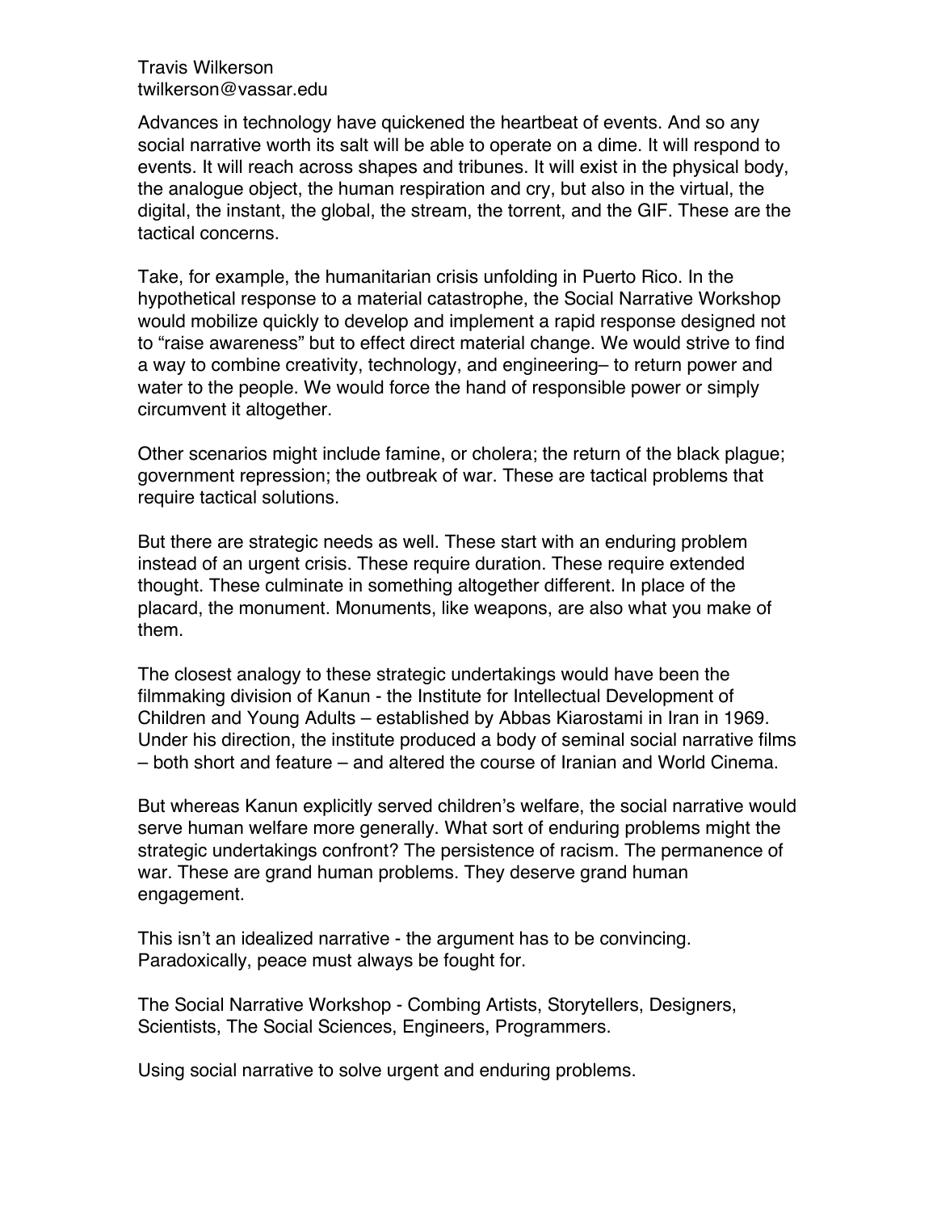Travis Wilkerson
twilkerson@vassar.edu

Advances in technology have quickened the heartbeat of events. And so any social narrative worth its salt will be able to operate on a dime. It will respond to events. It will reach across shapes and tribunes. It will exist in the physical body, the analogue object, the human respiration and cry, but also in the virtual, the digital, the instant, the global, the stream, the torrent, and the GIF. These are the tactical concerns.

Take, for example, the humanitarian crisis unfolding in Puerto Rico. In the hypothetical response to a material catastrophe, the Social Narrative Workshop would mobilize quickly to develop and implement a rapid response designed not to "raise awareness" but to effect direct material change. We would strive to find a way to combine creativity, technology, and engineering– to return power and water to the people. We would force the hand of responsible power or simply circumvent it altogether.

Other scenarios might include famine, or cholera; the return of the black plague; government repression; the outbreak of war. These are tactical problems that require tactical solutions.

But there are strategic needs as well. These start with an enduring problem instead of an urgent crisis. These require duration. These require extended thought. These culminate in something altogether different. In place of the placard, the monument. Monuments, like weapons, are also what you make of them.

The closest analogy to these strategic undertakings would have been the filmmaking division of Kanun - the Institute for Intellectual Development of Children and Young Adults – established by Abbas Kiarostami in Iran in 1969. Under his direction, the institute produced a body of seminal social narrative films – both short and feature – and altered the course of Iranian and World Cinema.

But whereas Kanun explicitly served children's welfare, the social narrative would serve human welfare more generally. What sort of enduring problems might the strategic undertakings confront? The persistence of racism. The permanence of war. These are grand human problems. They deserve grand human engagement.

This isn't an idealized narrative - the argument has to be convincing. Paradoxically, peace must always be fought for.

The Social Narrative Workshop - Combing Artists, Storytellers, Designers, Scientists, The Social Sciences, Engineers, Programmers.

Using social narrative to solve urgent and enduring problems.